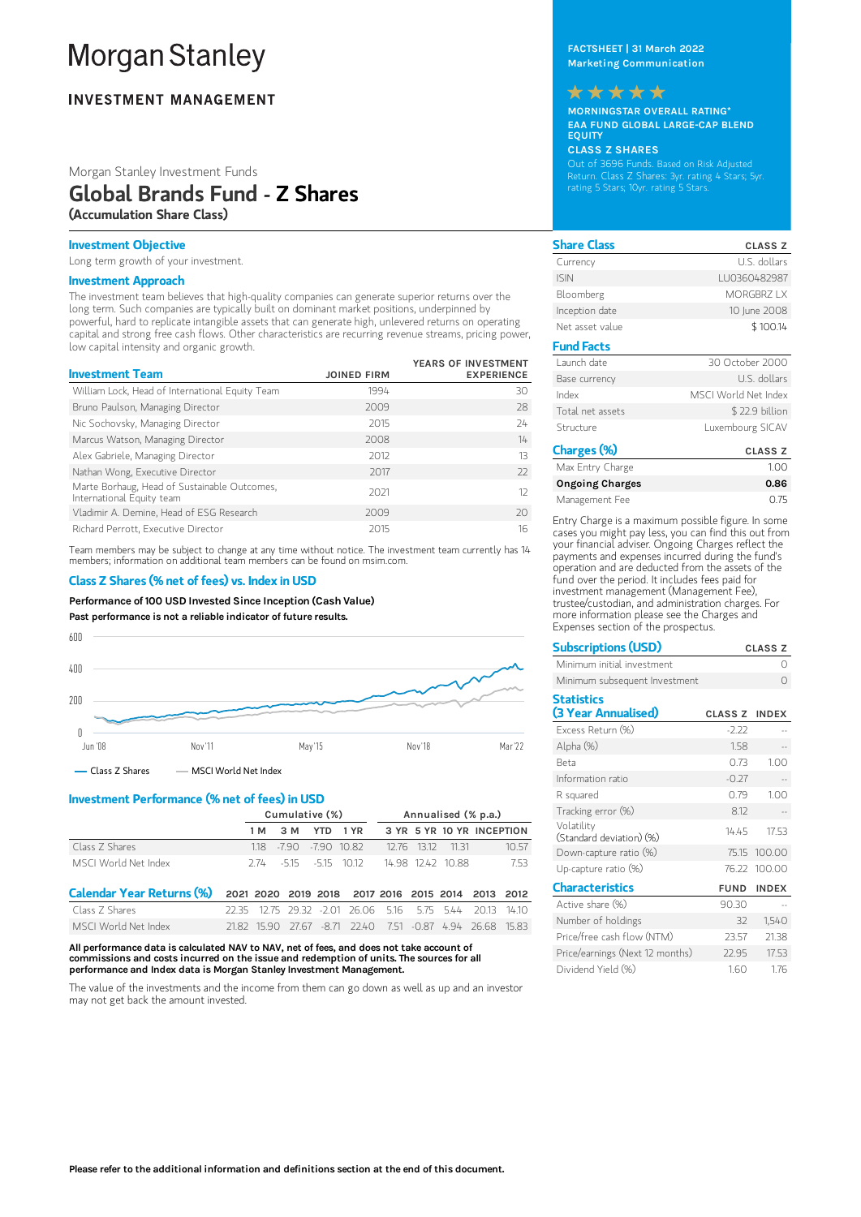# Morgan Stanley

## INVESTMENT MANAGEMENT

Morgan Stanley Investment Funds

# Global Brands Fund - Z Shares

**(Accumulation Share Class)**

FACTSHEET | 31 March 2022
Marketing Communication

★★★★★

MORNINGSTAR OVERALL RATING*
EAA FUND GLOBAL LARGE-CAP BLEND EQUITY
CLASS Z SHARES

Out of 3696 Funds. Based on Risk Adjusted Return. Class Z Shares: 3yr. rating 4 Stars; 5yr. rating 5 Stars; 10yr. rating 5 Stars.

### Investment Objective

Long term growth of your investment.

### Investment Approach

The investment team believes that high-quality companies can generate superior returns over the long term. Such companies are typically built on dominant market positions, underpinned by powerful, hard to replicate intangible assets that can generate high, unlevered returns on operating capital and strong free cash flows. Other characteristics are recurring revenue streams, pricing power, low capital intensity and organic growth.

| Investment Team | JOINED FIRM | YEARS OF INVESTMENT EXPERIENCE |
|---|---|---|
| William Lock, Head of International Equity Team | 1994 | 30 |
| Bruno Paulson, Managing Director | 2009 | 28 |
| Nic Sochovsky, Managing Director | 2015 | 24 |
| Marcus Watson, Managing Director | 2008 | 14 |
| Alex Gabriele, Managing Director | 2012 | 13 |
| Nathan Wong, Executive Director | 2017 | 22 |
| Marte Borhaug, Head of Sustainable Outcomes, International Equity team | 2021 | 12 |
| Vladimir A. Demine, Head of ESG Research | 2009 | 20 |
| Richard Perrott, Executive Director | 2015 | 16 |

Team members may be subject to change at any time without notice. The investment team currently has 14 members; information on additional team members can be found on msim.com.

### Class Z Shares (% net of fees) vs. Index in USD

**Performance of 100 USD Invested Since Inception (Cash Value)**

**Past performance is not a reliable indicator of future results.**

— Class Z Shares — MSCI World Net Index

### Investment Performance (% net of fees) in USD

| | Cumulative (%) | | | | Annualised (% p.a.) | | | |
|---|---|---|---|---|---|---|---|---|
| | 1 M | 3 M | YTD | 1 YR | 3 YR | 5 YR | 10 YR | INCEPTION |
| Class Z Shares | 1.18 | -7.90 | -7.90 | 10.82 | 12.76 | 13.12 | 11.31 | 10.57 |
| MSCI World Net Index | 2.74 | -5.15 | -5.15 | 10.12 | 14.98 | 12.42 | 10.88 | 7.53 |

| Calendar Year Returns (%) | 2021 | 2020 | 2019 | 2018 | 2017 | 2016 | 2015 | 2014 | 2013 | 2012 |
|---|---|---|---|---|---|---|---|---|---|---|
| Class Z Shares | 22.35 | 12.75 | 29.32 | -2.01 | 26.06 | 5.16 | 5.75 | 5.44 | 20.13 | 14.10 |
| MSCI World Net Index | 21.82 | 15.90 | 27.67 | -8.71 | 22.40 | 7.51 | -0.87 | 4.94 | 26.68 | 15.83 |

**All performance data is calculated NAV to NAV, net of fees, and does not take account of commissions and costs incurred on the issue and redemption of units. The sources for all performance and Index data is Morgan Stanley Investment Management.**

The value of the investments and the income from them can go down as well as up and an investor may not get back the amount invested.

| Share Class | CLASS Z |
|---|---|
| Currency | U.S. dollars |
| ISIN | LU0360482987 |
| Bloomberg | MORGBRZ LX |
| Inception date | 10 June 2008 |
| Net asset value | $ 100.14 |

| Fund Facts | |
|---|---|
| Launch date | 30 October 2000 |
| Base currency | U.S. dollars |
| Index | MSCI World Net Index |
| Total net assets | $ 22.9 billion |
| Structure | Luxembourg SICAV |

| Charges (%) | CLASS Z |
|---|---|
| Max Entry Charge | 1.00 |
| **Ongoing Charges** | **0.86** |
| Management Fee | 0.75 |

Entry Charge is a maximum possible figure. In some cases you might pay less, you can find this out from your financial adviser. Ongoing Charges reflect the payments and expenses incurred during the fund's operation and are deducted from the assets of the fund over the period. It includes fees paid for investment management (Management Fee), trustee/custodian, and administration charges. For more information please see the Charges and Expenses section of the prospectus.

| Subscriptions (USD) | CLASS Z |
|---|---|
| Minimum initial investment | 0 |
| Minimum subsequent Investment | 0 |

| Statistics (3 Year Annualised) | CLASS Z | INDEX |
|---|---|---|
| Excess Return (%) | -2.22 | -- |
| Alpha (%) | 1.58 | -- |
| Beta | 0.73 | 1.00 |
| Information ratio | -0.27 | -- |
| R squared | 0.79 | 1.00 |
| Tracking error (%) | 8.12 | -- |
| Volatility (Standard deviation) (%) | 14.45 | 17.53 |
| Down-capture ratio (%) | 75.15 | 100.00 |
| Up-capture ratio (%) | 76.22 | 100.00 |

| Characteristics | FUND | INDEX |
|---|---|---|
| Active share (%) | 90.30 | -- |
| Number of holdings | 32 | 1,540 |
| Price/free cash flow (NTM) | 23.57 | 21.38 |
| Price/earnings (Next 12 months) | 22.95 | 17.53 |
| Dividend Yield (%) | 1.60 | 1.76 |

**Please refer to the additional information and definitions section at the end of this document.**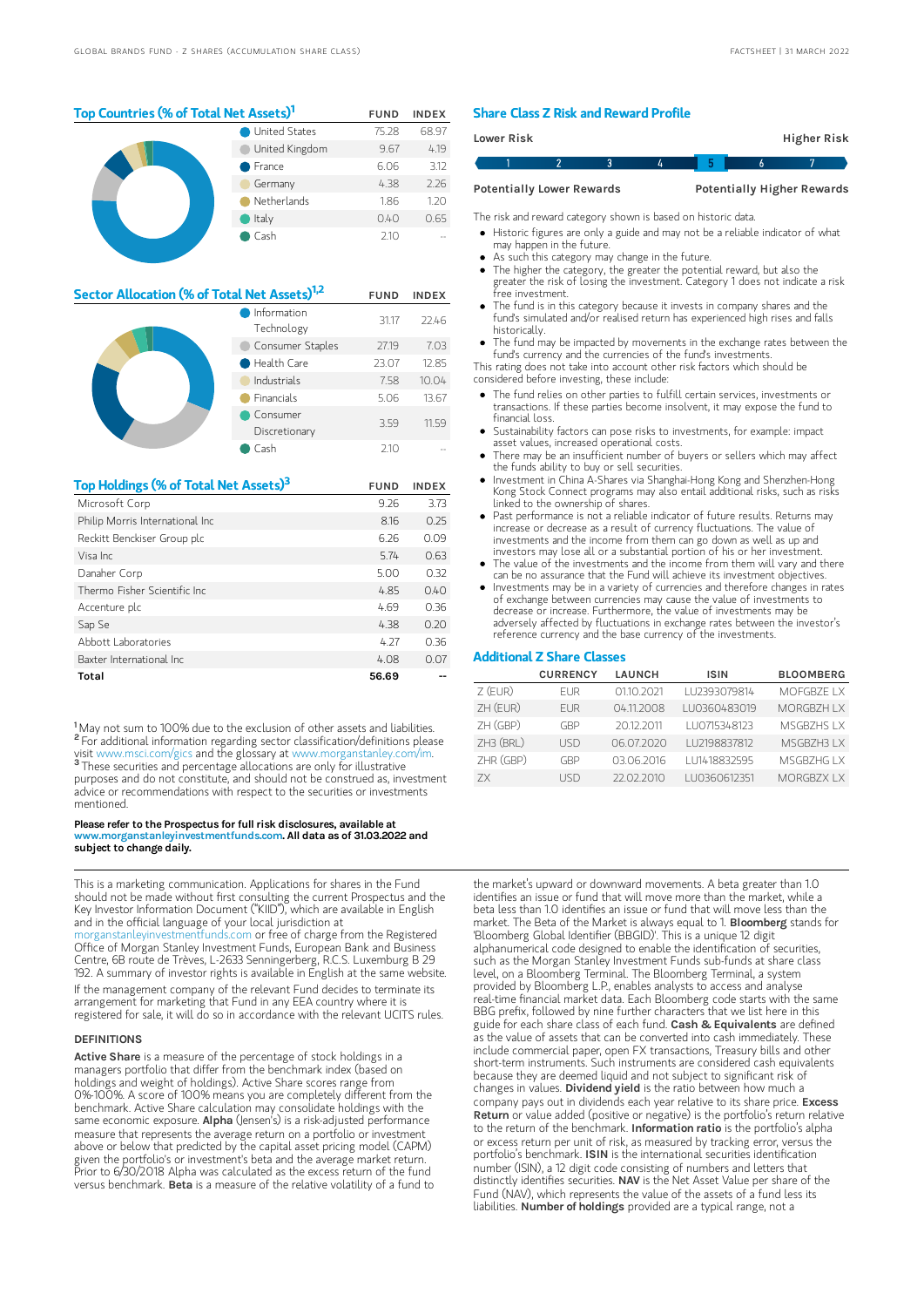## Top Countries (% of Total Net Assets)[1]

| | FUND | INDEX |
|---|---|---|
| United States | 75.28 | 68.97 |
| United Kingdom | 9.67 | 4.19 |
| France | 6.06 | 3.12 |
| Germany | 4.38 | 2.26 |
| Netherlands | 1.86 | 1.20 |
| Italy | 0.40 | 0.65 |
| Cash | 2.10 | -- |

## Sector Allocation (% of Total Net Assets)[1,2]

| | FUND | INDEX |
|---|---|---|
| Information Technology | 31.17 | 22.46 |
| Consumer Staples | 27.19 | 7.03 |
| Health Care | 23.07 | 12.85 |
| Industrials | 7.58 | 10.04 |
| Financials | 5.06 | 13.67 |
| Consumer Discretionary | 3.59 | 11.59 |
| Cash | 2.10 | -- |

## Top Holdings (% of Total Net Assets)[3]

| | FUND | INDEX |
|---|---|---|
| Microsoft Corp | 9.26 | 3.73 |
| Philip Morris International Inc | 8.16 | 0.25 |
| Reckitt Benckiser Group plc | 6.26 | 0.09 |
| Visa Inc | 5.74 | 0.63 |
| Danaher Corp | 5.00 | 0.32 |
| Thermo Fisher Scientific Inc | 4.85 | 0.40 |
| Accenture plc | 4.69 | 0.36 |
| Sap Se | 4.38 | 0.20 |
| Abbott Laboratories | 4.27 | 0.36 |
| Baxter International Inc | 4.08 | 0.07 |
| **Total** | **56.69** | -- |

[1] May not sum to 100% due to the exclusion of other assets and liabilities.
[2] For additional information regarding sector classification/definitions please visit www.msci.com/gics and the glossary at www.morganstanley.com/im.
[3] These securities and percentage allocations are only for illustrative purposes and do not constitute, and should not be construed as, investment advice or recommendations with respect to the securities or investments mentioned.

**Please refer to the Prospectus for full risk disclosures, available at www.morganstanleyinvestmentfunds.com. All data as of 31.03.2022 and subject to change daily.**

## Share Class Z Risk and Reward Profile

| Lower Risk | | | | | | Higher Risk |
|---|---|---|---|---|---|---|
| 1 | 2 | 3 | 4 | **5** | 6 | 7 |
| Potentially Lower Rewards | | | | | | Potentially Higher Rewards |

The risk and reward category shown is based on historic data.

- Historic figures are only a guide and may not be a reliable indicator of what may happen in the future.
- As such this category may change in the future.
- The higher the category, the greater the potential reward, but also the greater the risk of losing the investment. Category 1 does not indicate a risk free investment.
- The fund is in this category because it invests in company shares and the fund's simulated and/or realised return has experienced high rises and falls historically.
- The fund may be impacted by movements in the exchange rates between the fund's currency and the currencies of the fund's investments.

This rating does not take into account other risk factors which should be considered before investing, these include:

- The fund relies on other parties to fulfill certain services, investments or transactions. If these parties become insolvent, it may expose the fund to financial loss.
- Sustainability factors can pose risks to investments, for example: impact asset values, increased operational costs.
- There may be an insufficient number of buyers or sellers which may affect the funds ability to buy or sell securities.
- Investment in China A-Shares via Shanghai-Hong Kong and Shenzhen-Hong Kong Stock Connect programs may also entail additional risks, such as risks linked to the ownership of shares.
- Past performance is not a reliable indicator of future results. Returns may increase or decrease as a result of currency fluctuations. The value of investments and the income from them can go down as well as up and investors may lose all or a substantial portion of his or her investment.
- The value of the investments and the income from them will vary and there can be no assurance that the Fund will achieve its investment objectives.
- Investments may be in a variety of currencies and therefore changes in rates of exchange between currencies may cause the value of investments to decrease or increase. Furthermore, the value of investments may be adversely affected by fluctuations in exchange rates between the investor's reference currency and the base currency of the investments.

## Additional Z Share Classes

| | CURRENCY | LAUNCH | ISIN | BLOOMBERG |
|---|---|---|---|---|
| Z (EUR) | EUR | 01.10.2021 | LU2393079814 | MOFGBZE LX |
| ZH (EUR) | EUR | 04.11.2008 | LU0360483019 | MORGBZH LX |
| ZH (GBP) | GBP | 20.12.2011 | LU0715348123 | MSGBZHS LX |
| ZH3 (BRL) | USD | 06.07.2020 | LU2198837812 | MSGBZH3 LX |
| ZHR (GBP) | GBP | 03.06.2016 | LU1418832595 | MSGBZHG LX |
| ZX | USD | 22.02.2010 | LU0360612351 | MORGBZX LX |

This is a marketing communication. Applications for shares in the Fund should not be made without first consulting the current Prospectus and the Key Investor Information Document ("KIID"), which are available in English and in the official language of your local jurisdiction at morganstanleyinvestmentfunds.com or free of charge from the Registered Office of Morgan Stanley Investment Funds, European Bank and Business Centre, 6B route de Trèves, L-2633 Senningerberg, R.C.S. Luxemburg B 29 192. A summary of investor rights is available in English at the same website.

If the management company of the relevant Fund decides to terminate its arrangement for marketing that Fund in any EEA country where it is registered for sale, it will do so in accordance with the relevant UCITS rules.

### DEFINITIONS

**Active Share** is a measure of the percentage of stock holdings in a managers portfolio that differ from the benchmark index (based on holdings and weight of holdings). Active Share scores range from 0%-100%. A score of 100% means you are completely different from the benchmark. Active Share calculation may consolidate holdings with the same economic exposure. **Alpha** (Jensen's) is a risk-adjusted performance measure that represents the average return on a portfolio or investment above or below that predicted by the capital asset pricing model (CAPM) given the portfolio's or investment's beta and the average market return. Prior to 6/30/2018 Alpha was calculated as the excess return of the fund versus benchmark. **Beta** is a measure of the relative volatility of a fund to the market's upward or downward movements. A beta greater than 1.0 identifies an issue or fund that will move more than the market, while a beta less than 1.0 identifies an issue or fund that will move less than the market. The Beta of the Market is always equal to 1. **Bloomberg** stands for 'Bloomberg Global Identifier (BBGID)'. This is a unique 12 digit alphanumerical code designed to enable the identification of securities, such as the Morgan Stanley Investment Funds sub-funds at share class level, on a Bloomberg Terminal. The Bloomberg Terminal, a system provided by Bloomberg L.P., enables analysts to access and analyse real-time financial market data. Each Bloomberg code starts with the same BBG prefix, followed by nine further characters that we list here in this guide for each share class of each fund. **Cash & Equivalents** are defined as the value of assets that can be converted into cash immediately. These include commercial paper, open FX transactions, Treasury bills and other short-term instruments. Such instruments are considered cash equivalents because they are deemed liquid and not subject to significant risk of changes in values. **Dividend yield** is the ratio between how much a company pays out in dividends each year relative to its share price. **Excess Return** or value added (positive or negative) is the portfolio's return relative to the return of the benchmark. **Information ratio** is the portfolio's alpha or excess return per unit of risk, as measured by tracking error, versus the portfolio's benchmark. **ISIN** is the international securities identification number (ISIN), a 12 digit code consisting of numbers and letters that distinctly identifies securities. **NAV** is the Net Asset Value per share of the Fund (NAV), which represents the value of the assets of a fund less its liabilities. **Number of holdings** provided are a typical range, not a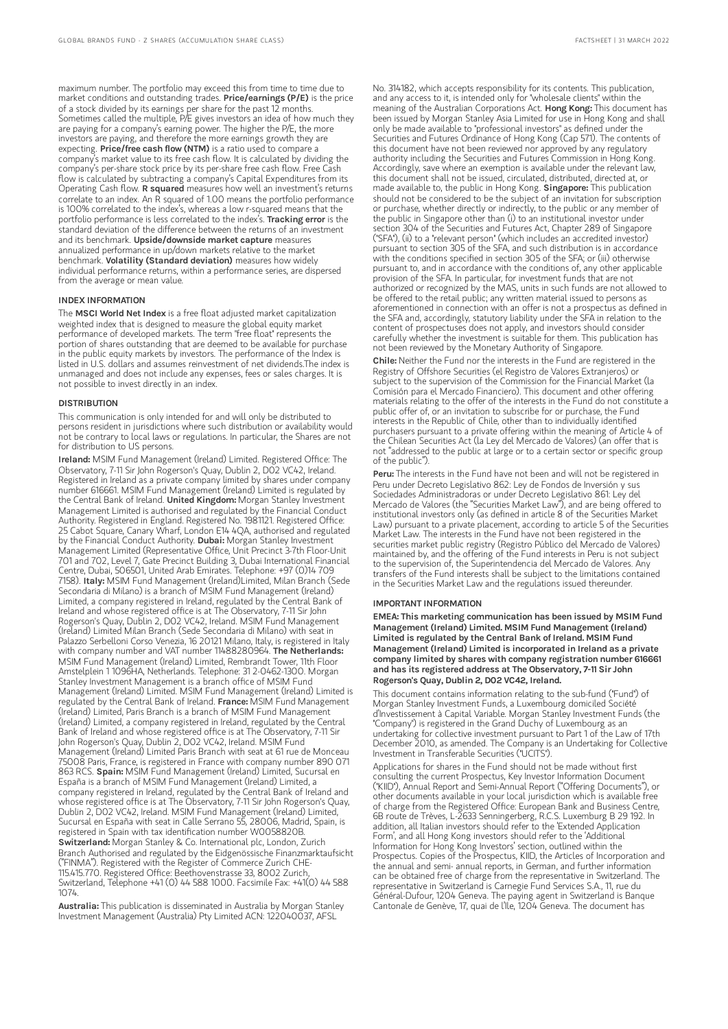maximum number. The portfolio may exceed this from time to time due to market conditions and outstanding trades. **Price/earnings (P/E)** is the price of a stock divided by its earnings per share for the past 12 months. Sometimes called the multiple, P/E gives investors an idea of how much they are paying for a company's earning power. The higher the P/E, the more investors are paying, and therefore the more earnings growth they are expecting. **Price/free cash flow (NTM)** is a ratio used to compare a company's market value to its free cash flow. It is calculated by dividing the company's per-share stock price by its per-share free cash flow. Free Cash flow is calculated by subtracting a company's Capital Expenditures from its Operating Cash flow. **R squared** measures how well an investment's returns correlate to an index. An R squared of 1.00 means the portfolio performance is 100% correlated to the index's, whereas a low r-squared means that the portfolio performance is less correlated to the index's. **Tracking error** is the standard deviation of the difference between the returns of an investment and its benchmark. **Upside/downside market capture** measures annualized performance in up/down markets relative to the market benchmark. **Volatility (Standard deviation)** measures how widely individual performance returns, within a performance series, are dispersed from the average or mean value.

## INDEX INFORMATION

The **MSCI World Net Index** is a free float adjusted market capitalization weighted index that is designed to measure the global equity market performance of developed markets. The term "free float" represents the portion of shares outstanding that are deemed to be available for purchase in the public equity markets by investors. The performance of the Index is listed in U.S. dollars and assumes reinvestment of net dividends.The index is unmanaged and does not include any expenses, fees or sales charges. It is not possible to invest directly in an index.

## DISTRIBUTION

This communication is only intended for and will only be distributed to persons resident in jurisdictions where such distribution or availability would not be contrary to local laws or regulations. In particular, the Shares are not for distribution to US persons.

**Ireland:** MSIM Fund Management (Ireland) Limited. Registered Office: The Observatory, 7-11 Sir John Rogerson's Quay, Dublin 2, D02 VC42, Ireland. Registered in Ireland as a private company limited by shares under company number 616661. MSIM Fund Management (Ireland) Limited is regulated by the Central Bank of Ireland. **United Kingdom:** Morgan Stanley Investment Management Limited is authorised and regulated by the Financial Conduct Authority. Registered in England. Registered No. 1981121. Registered Office: 25 Cabot Square, Canary Wharf, London E14 4QA, authorised and regulated by the Financial Conduct Authority. **Dubai:** Morgan Stanley Investment Management Limited (Representative Office, Unit Precinct 3-7th Floor-Unit 701 and 702, Level 7, Gate Precinct Building 3, Dubai International Financial Centre, Dubai, 506501, United Arab Emirates. Telephone: +97 (0)14 709 7158). **Italy:** MSIM Fund Management (Ireland)Limited, Milan Branch (Sede Secondaria di Milano) is a branch of MSIM Fund Management (Ireland) Limited, a company registered in Ireland, regulated by the Central Bank of Ireland and whose registered office is at The Observatory, 7-11 Sir John Rogerson's Quay, Dublin 2, D02 VC42, Ireland. MSIM Fund Management (Ireland) Limited Milan Branch (Sede Secondaria di Milano) with seat in Palazzo Serbelloni Corso Venezia, 16 20121 Milano, Italy, is registered in Italy with company number and VAT number 11488280964. **The Netherlands:** MSIM Fund Management (Ireland) Limited, Rembrandt Tower, 11th Floor Amstelplein 1 1096HA, Netherlands. Telephone: 31 2-0462-1300. Morgan Stanley Investment Management is a branch office of MSIM Fund Management (Ireland) Limited. MSIM Fund Management (Ireland) Limited is regulated by the Central Bank of Ireland. **France:** MSIM Fund Management (Ireland) Limited, Paris Branch is a branch of MSIM Fund Management (Ireland) Limited, a company registered in Ireland, regulated by the Central Bank of Ireland and whose registered office is at The Observatory, 7-11 Sir John Rogerson's Quay, Dublin 2, D02 VC42, Ireland. MSIM Fund Management (Ireland) Limited Paris Branch with seat at 61 rue de Monceau 75008 Paris, France, is registered in France with company number 890 071 863 RCS. **Spain:** MSIM Fund Management (Ireland) Limited, Sucursal en España is a branch of MSIM Fund Management (Ireland) Limited, a company registered in Ireland, regulated by the Central Bank of Ireland and whose registered office is at The Observatory, 7-11 Sir John Rogerson's Quay, Dublin 2, D02 VC42, Ireland. MSIM Fund Management (Ireland) Limited, Sucursal en España with seat in Calle Serrano 55, 28006, Madrid, Spain, is registered in Spain with tax identification number W0058820B. **Switzerland:** Morgan Stanley & Co. International plc, London, Zurich Branch Authorised and regulated by the Eidgenössische Finanzmarktaufsicht ("FINMA"). Registered with the Register of Commerce Zurich CHE-115.415.770. Registered Office: Beethovenstrasse 33, 8002 Zurich, Switzerland, Telephone +41 (0) 44 588 1000. Facsimile Fax: +41(0) 44 588 1074.

**Australia:** This publication is disseminated in Australia by Morgan Stanley Investment Management (Australia) Pty Limited ACN: 122040037, AFSL No. 314182, which accepts responsibility for its contents. This publication, and any access to it, is intended only for "wholesale clients" within the meaning of the Australian Corporations Act. **Hong Kong:** This document has been issued by Morgan Stanley Asia Limited for use in Hong Kong and shall only be made available to "professional investors" as defined under the Securities and Futures Ordinance of Hong Kong (Cap 571). The contents of this document have not been reviewed nor approved by any regulatory authority including the Securities and Futures Commission in Hong Kong. Accordingly, save where an exemption is available under the relevant law, this document shall not be issued, circulated, distributed, directed at, or made available to, the public in Hong Kong. **Singapore:** This publication should not be considered to be the subject of an invitation for subscription or purchase, whether directly or indirectly, to the public or any member of the public in Singapore other than (i) to an institutional investor under section 304 of the Securities and Futures Act, Chapter 289 of Singapore ("SFA"), (ii) to a "relevant person" (which includes an accredited investor) pursuant to section 305 of the SFA, and such distribution is in accordance with the conditions specified in section 305 of the SFA; or (iii) otherwise pursuant to, and in accordance with the conditions of, any other applicable provision of the SFA. In particular, for investment funds that are not authorized or recognized by the MAS, units in such funds are not allowed to be offered to the retail public; any written material issued to persons as aforementioned in connection with an offer is not a prospectus as defined in the SFA and, accordingly, statutory liability under the SFA in relation to the content of prospectuses does not apply, and investors should consider carefully whether the investment is suitable for them. This publication has not been reviewed by the Monetary Authority of Singapore.

**Chile:** Neither the Fund nor the interests in the Fund are registered in the Registry of Offshore Securities (el Registro de Valores Extranjeros) or subject to the supervision of the Commission for the Financial Market (la Comisión para el Mercado Financiero). This document and other offering materials relating to the offer of the interests in the Fund do not constitute a public offer of, or an invitation to subscribe for or purchase, the Fund interests in the Republic of Chile, other than to individually identified purchasers pursuant to a private offering within the meaning of Article 4 of the Chilean Securities Act (la Ley del Mercado de Valores) (an offer that is not "addressed to the public at large or to a certain sector or specific group of the public").

**Peru:** The interests in the Fund have not been and will not be registered in Peru under Decreto Legislativo 862: Ley de Fondos de Inversión y sus Sociedades Administradoras or under Decreto Legislativo 861: Ley del Mercado de Valores (the "Securities Market Law"), and are being offered to institutional investors only (as defined in article 8 of the Securities Market Law) pursuant to a private placement, according to article 5 of the Securities Market Law. The interests in the Fund have not been registered in the securities market public registry (Registro Público del Mercado de Valores) maintained by, and the offering of the Fund interests in Peru is not subject to the supervision of, the Superintendencia del Mercado de Valores. Any transfers of the Fund interests shall be subject to the limitations contained in the Securities Market Law and the regulations issued thereunder.

## IMPORTANT INFORMATION

**EMEA: This marketing communication has been issued by MSIM Fund Management (Ireland) Limited. MSIM Fund Management (Ireland) Limited is regulated by the Central Bank of Ireland. MSIM Fund Management (Ireland) Limited is incorporated in Ireland as a private company limited by shares with company registration number 616661 and has its registered address at The Observatory, 7-11 Sir John Rogerson's Quay, Dublin 2, D02 VC42, Ireland.**

This document contains information relating to the sub-fund ("Fund") of Morgan Stanley Investment Funds, a Luxembourg domiciled Société d'Investissement à Capital Variable. Morgan Stanley Investment Funds (the "Company") is registered in the Grand Duchy of Luxembourg as an undertaking for collective investment pursuant to Part 1 of the Law of 17th December 2010, as amended. The Company is an Undertaking for Collective Investment in Transferable Securities ("UCITS").

Applications for shares in the Fund should not be made without first consulting the current Prospectus, Key Investor Information Document ("KIID"), Annual Report and Semi-Annual Report ("Offering Documents"), or other documents available in your local jurisdiction which is available free of charge from the Registered Office: European Bank and Business Centre, 6B route de Trèves, L-2633 Senningerberg, R.C.S. Luxemburg B 29 192. In addition, all Italian investors should refer to the 'Extended Application Form', and all Hong Kong investors should refer to the 'Additional Information for Hong Kong Investors' section, outlined within the Prospectus. Copies of the Prospectus, KIID, the Articles of Incorporation and the annual and semi- annual reports, in German, and further information can be obtained free of charge from the representative in Switzerland. The representative in Switzerland is Carnegie Fund Services S.A., 11, rue du Général-Dufour, 1204 Geneva. The paying agent in Switzerland is Banque Cantonale de Genève, 17, quai de l'Ile, 1204 Geneva. The document has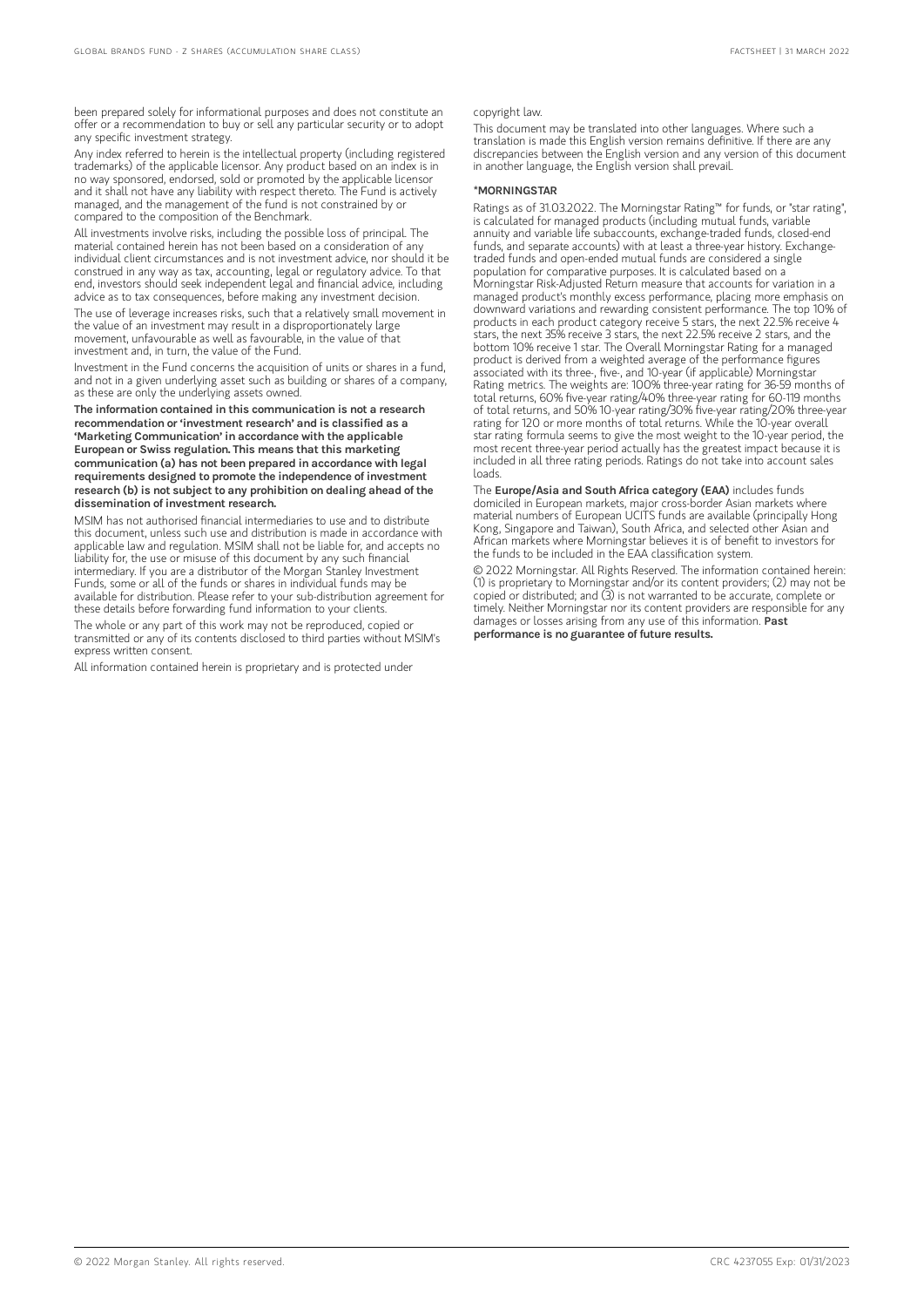been prepared solely for informational purposes and does not constitute an offer or a recommendation to buy or sell any particular security or to adopt any specific investment strategy.

Any index referred to herein is the intellectual property (including registered trademarks) of the applicable licensor. Any product based on an index is in no way sponsored, endorsed, sold or promoted by the applicable licensor and it shall not have any liability with respect thereto. The Fund is actively managed, and the management of the fund is not constrained by or compared to the composition of the Benchmark.

All investments involve risks, including the possible loss of principal. The material contained herein has not been based on a consideration of any individual client circumstances and is not investment advice, nor should it be construed in any way as tax, accounting, legal or regulatory advice. To that end, investors should seek independent legal and financial advice, including advice as to tax consequences, before making any investment decision.

The use of leverage increases risks, such that a relatively small movement in the value of an investment may result in a disproportionately large movement, unfavourable as well as favourable, in the value of that investment and, in turn, the value of the Fund.

Investment in the Fund concerns the acquisition of units or shares in a fund, and not in a given underlying asset such as building or shares of a company, as these are only the underlying assets owned.

**The information contained in this communication is not a research recommendation or 'investment research' and is classified as a 'Marketing Communication' in accordance with the applicable European or Swiss regulation. This means that this marketing communication (a) has not been prepared in accordance with legal requirements designed to promote the independence of investment research (b) is not subject to any prohibition on dealing ahead of the dissemination of investment research.**

MSIM has not authorised financial intermediaries to use and to distribute this document, unless such use and distribution is made in accordance with applicable law and regulation. MSIM shall not be liable for, and accepts no liability for, the use or misuse of this document by any such financial intermediary. If you are a distributor of the Morgan Stanley Investment Funds, some or all of the funds or shares in individual funds may be available for distribution. Please refer to your sub-distribution agreement for these details before forwarding fund information to your clients.

The whole or any part of this work may not be reproduced, copied or transmitted or any of its contents disclosed to third parties without MSIM's express written consent.

All information contained herein is proprietary and is protected under copyright law.

This document may be translated into other languages. Where such a translation is made this English version remains definitive. If there are any discrepancies between the English version and any version of this document in another language, the English version shall prevail.

**\*MORNINGSTAR**

Ratings as of 31.03.2022. The Morningstar Rating™ for funds, or "star rating", is calculated for managed products (including mutual funds, variable annuity and variable life subaccounts, exchange-traded funds, closed-end funds, and separate accounts) with at least a three-year history. Exchange-traded funds and open-ended mutual funds are considered a single population for comparative purposes. It is calculated based on a Morningstar Risk-Adjusted Return measure that accounts for variation in a managed product's monthly excess performance, placing more emphasis on downward variations and rewarding consistent performance. The top 10% of products in each product category receive 5 stars, the next 22.5% receive 4 stars, the next 35% receive 3 stars, the next 22.5% receive 2 stars, and the bottom 10% receive 1 star. The Overall Morningstar Rating for a managed product is derived from a weighted average of the performance figures associated with its three-, five-, and 10-year (if applicable) Morningstar Rating metrics. The weights are: 100% three-year rating for 36-59 months of total returns, 60% five-year rating/40% three-year rating for 60-119 months of total returns, and 50% 10-year rating/30% five-year rating/20% three-year rating for 120 or more months of total returns. While the 10-year overall star rating formula seems to give the most weight to the 10-year period, the most recent three-year period actually has the greatest impact because it is included in all three rating periods. Ratings do not take into account sales loads.

The **Europe/Asia and South Africa category (EAA)** includes funds domiciled in European markets, major cross-border Asian markets where material numbers of European UCITS funds are available (principally Hong Kong, Singapore and Taiwan), South Africa, and selected other Asian and African markets where Morningstar believes it is of benefit to investors for the funds to be included in the EAA classification system.

© 2022 Morningstar. All Rights Reserved. The information contained herein: (1) is proprietary to Morningstar and/or its content providers; (2) may not be copied or distributed; and (3) is not warranted to be accurate, complete or timely. Neither Morningstar nor its content providers are responsible for any damages or losses arising from any use of this information. **Past performance is no guarantee of future results.**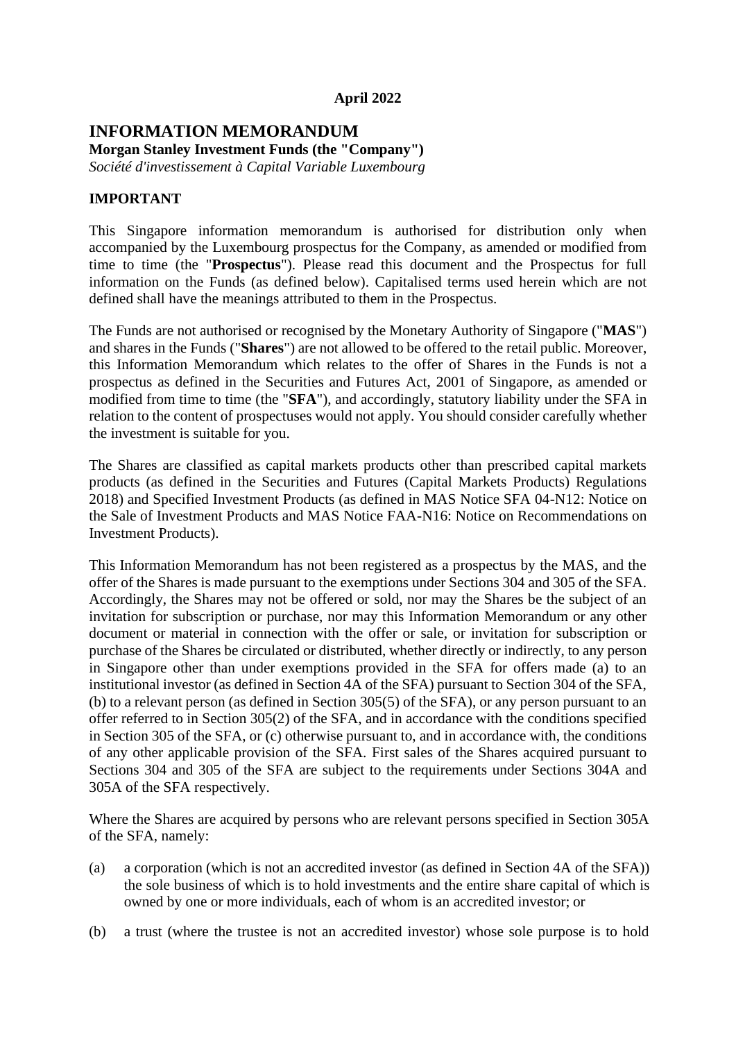**April 2022**

# INFORMATION MEMORANDUM

**Morgan Stanley Investment Funds (the "Company")**
*Société d'investissement à Capital Variable Luxembourg*

## IMPORTANT

This Singapore information memorandum is authorised for distribution only when accompanied by the Luxembourg prospectus for the Company, as amended or modified from time to time (the "**Prospectus**"). Please read this document and the Prospectus for full information on the Funds (as defined below). Capitalised terms used herein which are not defined shall have the meanings attributed to them in the Prospectus.

The Funds are not authorised or recognised by the Monetary Authority of Singapore ("**MAS**") and shares in the Funds ("**Shares**") are not allowed to be offered to the retail public. Moreover, this Information Memorandum which relates to the offer of Shares in the Funds is not a prospectus as defined in the Securities and Futures Act, 2001 of Singapore, as amended or modified from time to time (the "**SFA**"), and accordingly, statutory liability under the SFA in relation to the content of prospectuses would not apply. You should consider carefully whether the investment is suitable for you.

The Shares are classified as capital markets products other than prescribed capital markets products (as defined in the Securities and Futures (Capital Markets Products) Regulations 2018) and Specified Investment Products (as defined in MAS Notice SFA 04-N12: Notice on the Sale of Investment Products and MAS Notice FAA-N16: Notice on Recommendations on Investment Products).

This Information Memorandum has not been registered as a prospectus by the MAS, and the offer of the Shares is made pursuant to the exemptions under Sections 304 and 305 of the SFA. Accordingly, the Shares may not be offered or sold, nor may the Shares be the subject of an invitation for subscription or purchase, nor may this Information Memorandum or any other document or material in connection with the offer or sale, or invitation for subscription or purchase of the Shares be circulated or distributed, whether directly or indirectly, to any person in Singapore other than under exemptions provided in the SFA for offers made (a) to an institutional investor (as defined in Section 4A of the SFA) pursuant to Section 304 of the SFA, (b) to a relevant person (as defined in Section 305(5) of the SFA), or any person pursuant to an offer referred to in Section 305(2) of the SFA, and in accordance with the conditions specified in Section 305 of the SFA, or (c) otherwise pursuant to, and in accordance with, the conditions of any other applicable provision of the SFA. First sales of the Shares acquired pursuant to Sections 304 and 305 of the SFA are subject to the requirements under Sections 304A and 305A of the SFA respectively.

Where the Shares are acquired by persons who are relevant persons specified in Section 305A of the SFA, namely:

(a) a corporation (which is not an accredited investor (as defined in Section 4A of the SFA)) the sole business of which is to hold investments and the entire share capital of which is owned by one or more individuals, each of whom is an accredited investor; or

(b) a trust (where the trustee is not an accredited investor) whose sole purpose is to hold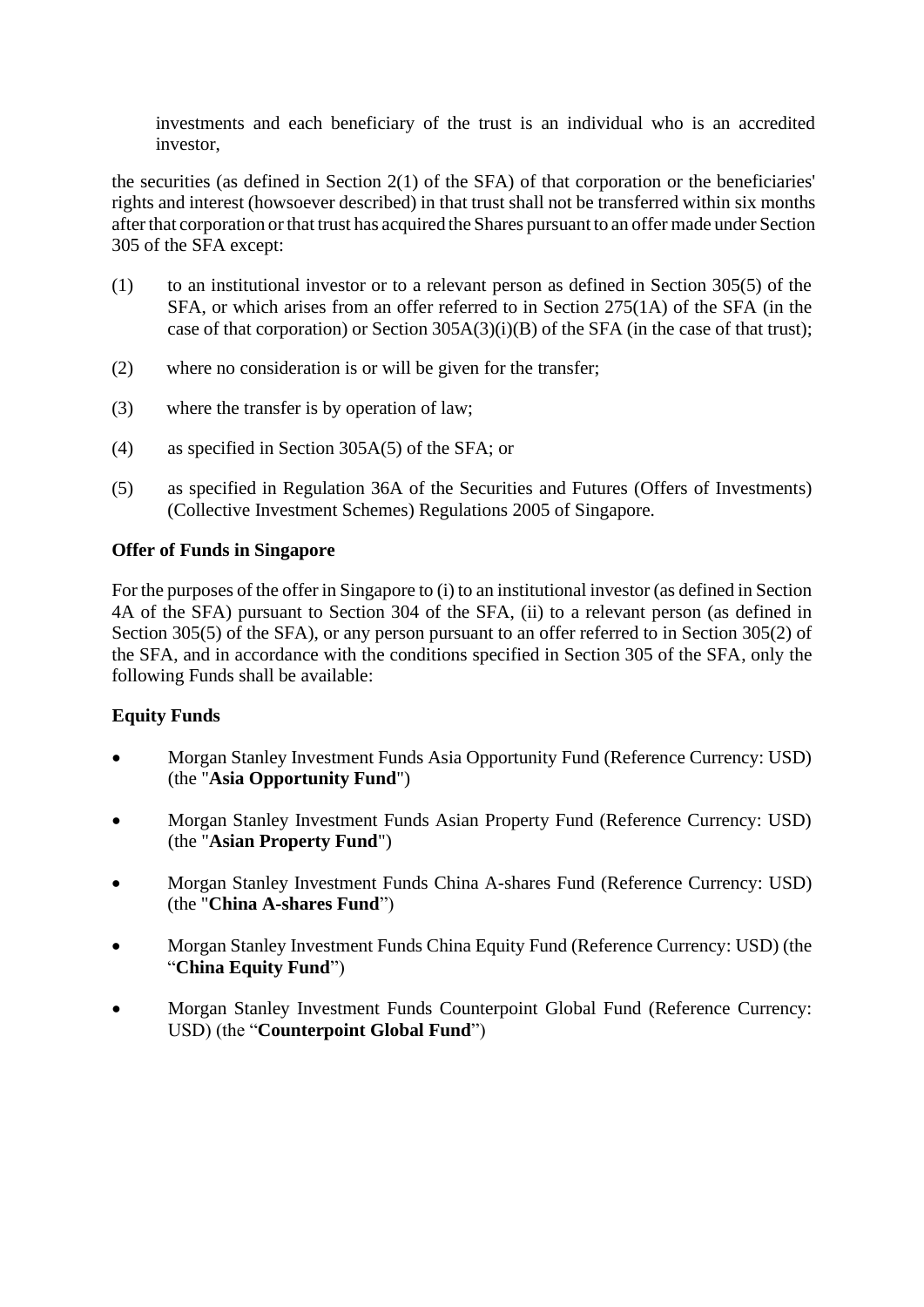investments and each beneficiary of the trust is an individual who is an accredited investor,

the securities (as defined in Section 2(1) of the SFA) of that corporation or the beneficiaries' rights and interest (howsoever described) in that trust shall not be transferred within six months after that corporation or that trust has acquired the Shares pursuant to an offer made under Section 305 of the SFA except:

(1) to an institutional investor or to a relevant person as defined in Section 305(5) of the SFA, or which arises from an offer referred to in Section 275(1A) of the SFA (in the case of that corporation) or Section 305A(3)(i)(B) of the SFA (in the case of that trust);

(2) where no consideration is or will be given for the transfer;

(3) where the transfer is by operation of law;

(4) as specified in Section 305A(5) of the SFA; or

(5) as specified in Regulation 36A of the Securities and Futures (Offers of Investments) (Collective Investment Schemes) Regulations 2005 of Singapore.

**Offer of Funds in Singapore**

For the purposes of the offer in Singapore to (i) to an institutional investor (as defined in Section 4A of the SFA) pursuant to Section 304 of the SFA, (ii) to a relevant person (as defined in Section 305(5) of the SFA), or any person pursuant to an offer referred to in Section 305(2) of the SFA, and in accordance with the conditions specified in Section 305 of the SFA, only the following Funds shall be available:

**Equity Funds**

- Morgan Stanley Investment Funds Asia Opportunity Fund (Reference Currency: USD) (the "**Asia Opportunity Fund**")
- Morgan Stanley Investment Funds Asian Property Fund (Reference Currency: USD) (the "**Asian Property Fund**")
- Morgan Stanley Investment Funds China A-shares Fund (Reference Currency: USD) (the "**China A-shares Fund**")
- Morgan Stanley Investment Funds China Equity Fund (Reference Currency: USD) (the "**China Equity Fund**")
- Morgan Stanley Investment Funds Counterpoint Global Fund (Reference Currency: USD) (the "**Counterpoint Global Fund**")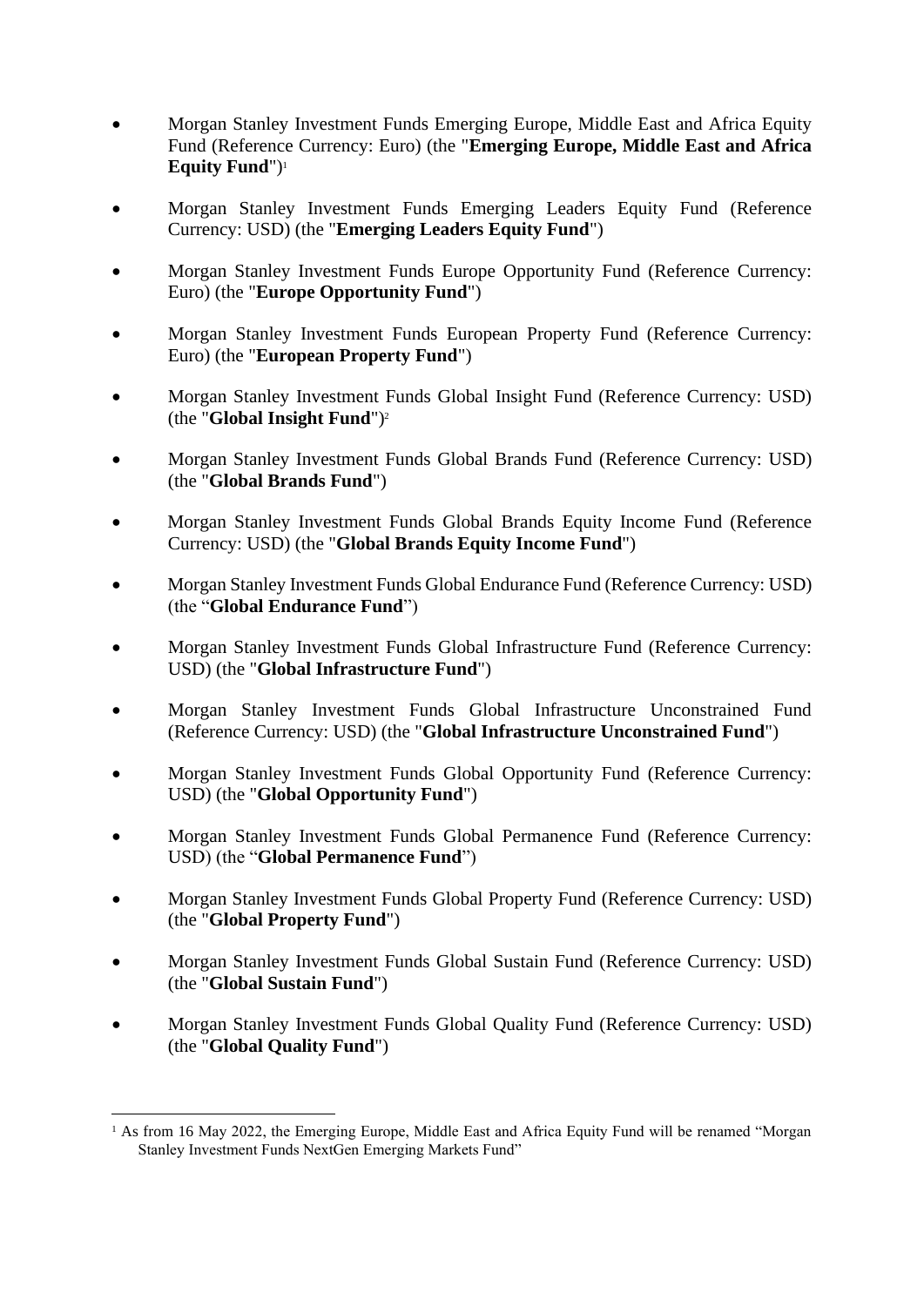- Morgan Stanley Investment Funds Emerging Europe, Middle East and Africa Equity Fund (Reference Currency: Euro) (the "**Emerging Europe, Middle East and Africa Equity Fund**")[1]

- Morgan Stanley Investment Funds Emerging Leaders Equity Fund (Reference Currency: USD) (the "**Emerging Leaders Equity Fund**")

- Morgan Stanley Investment Funds Europe Opportunity Fund (Reference Currency: Euro) (the "**Europe Opportunity Fund**")

- Morgan Stanley Investment Funds European Property Fund (Reference Currency: Euro) (the "**European Property Fund**")

- Morgan Stanley Investment Funds Global Insight Fund (Reference Currency: USD) (the "**Global Insight Fund**")[2]

- Morgan Stanley Investment Funds Global Brands Fund (Reference Currency: USD) (the "**Global Brands Fund**")

- Morgan Stanley Investment Funds Global Brands Equity Income Fund (Reference Currency: USD) (the "**Global Brands Equity Income Fund**")

- Morgan Stanley Investment Funds Global Endurance Fund (Reference Currency: USD) (the "**Global Endurance Fund**")

- Morgan Stanley Investment Funds Global Infrastructure Fund (Reference Currency: USD) (the "**Global Infrastructure Fund**")

- Morgan Stanley Investment Funds Global Infrastructure Unconstrained Fund (Reference Currency: USD) (the "**Global Infrastructure Unconstrained Fund**")

- Morgan Stanley Investment Funds Global Opportunity Fund (Reference Currency: USD) (the "**Global Opportunity Fund**")

- Morgan Stanley Investment Funds Global Permanence Fund (Reference Currency: USD) (the "**Global Permanence Fund**")

- Morgan Stanley Investment Funds Global Property Fund (Reference Currency: USD) (the "**Global Property Fund**")

- Morgan Stanley Investment Funds Global Sustain Fund (Reference Currency: USD) (the "**Global Sustain Fund**")

- Morgan Stanley Investment Funds Global Quality Fund (Reference Currency: USD) (the "**Global Quality Fund**")

---

[1] As from 16 May 2022, the Emerging Europe, Middle East and Africa Equity Fund will be renamed "Morgan Stanley Investment Funds NextGen Emerging Markets Fund"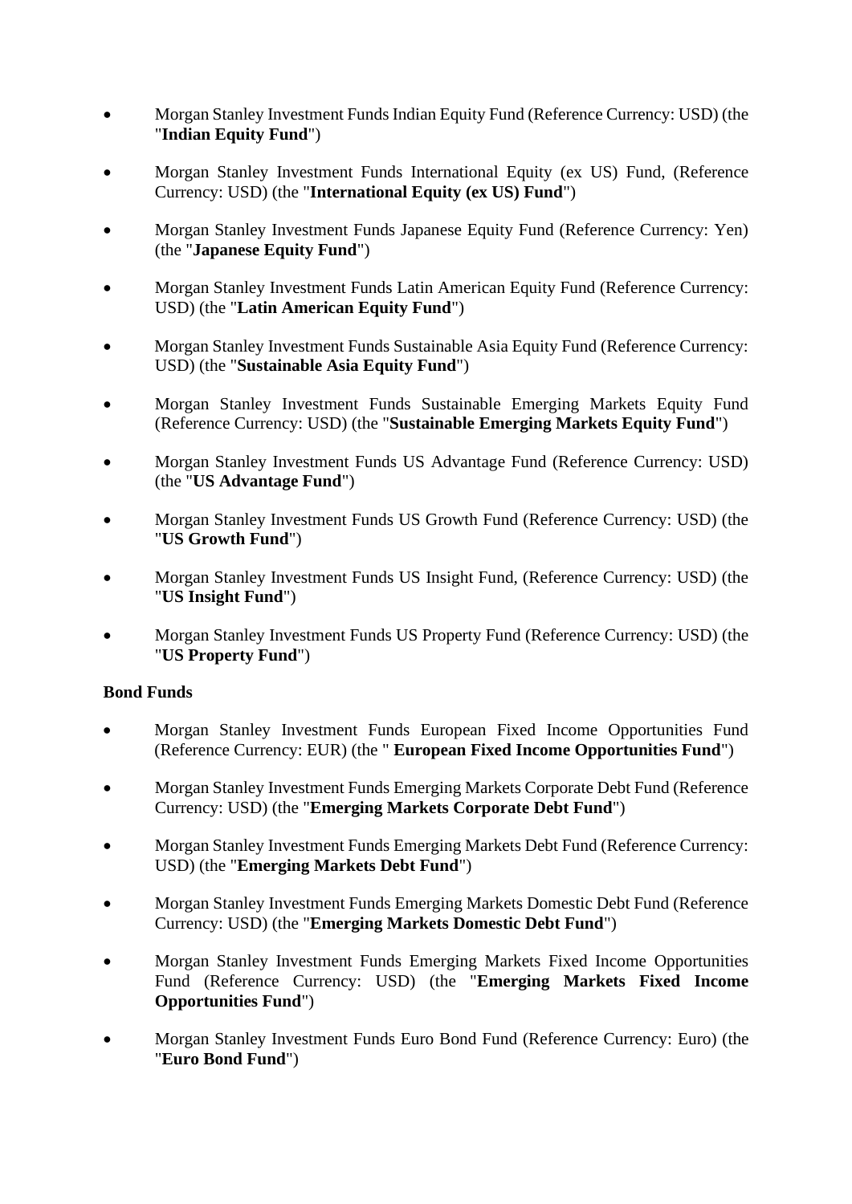- Morgan Stanley Investment Funds Indian Equity Fund (Reference Currency: USD) (the "**Indian Equity Fund**")
- Morgan Stanley Investment Funds International Equity (ex US) Fund, (Reference Currency: USD) (the "**International Equity (ex US) Fund**")
- Morgan Stanley Investment Funds Japanese Equity Fund (Reference Currency: Yen) (the "**Japanese Equity Fund**")
- Morgan Stanley Investment Funds Latin American Equity Fund (Reference Currency: USD) (the "**Latin American Equity Fund**")
- Morgan Stanley Investment Funds Sustainable Asia Equity Fund (Reference Currency: USD) (the "**Sustainable Asia Equity Fund**")
- Morgan Stanley Investment Funds Sustainable Emerging Markets Equity Fund (Reference Currency: USD) (the "**Sustainable Emerging Markets Equity Fund**")
- Morgan Stanley Investment Funds US Advantage Fund (Reference Currency: USD) (the "**US Advantage Fund**")
- Morgan Stanley Investment Funds US Growth Fund (Reference Currency: USD) (the "**US Growth Fund**")
- Morgan Stanley Investment Funds US Insight Fund, (Reference Currency: USD) (the "**US Insight Fund**")
- Morgan Stanley Investment Funds US Property Fund (Reference Currency: USD) (the "**US Property Fund**")

**Bond Funds**

- Morgan Stanley Investment Funds European Fixed Income Opportunities Fund (Reference Currency: EUR) (the " **European Fixed Income Opportunities Fund**")
- Morgan Stanley Investment Funds Emerging Markets Corporate Debt Fund (Reference Currency: USD) (the "**Emerging Markets Corporate Debt Fund**")
- Morgan Stanley Investment Funds Emerging Markets Debt Fund (Reference Currency: USD) (the "**Emerging Markets Debt Fund**")
- Morgan Stanley Investment Funds Emerging Markets Domestic Debt Fund (Reference Currency: USD) (the "**Emerging Markets Domestic Debt Fund**")
- Morgan Stanley Investment Funds Emerging Markets Fixed Income Opportunities Fund (Reference Currency: USD) (the "**Emerging Markets Fixed Income Opportunities Fund**")
- Morgan Stanley Investment Funds Euro Bond Fund (Reference Currency: Euro) (the "**Euro Bond Fund**")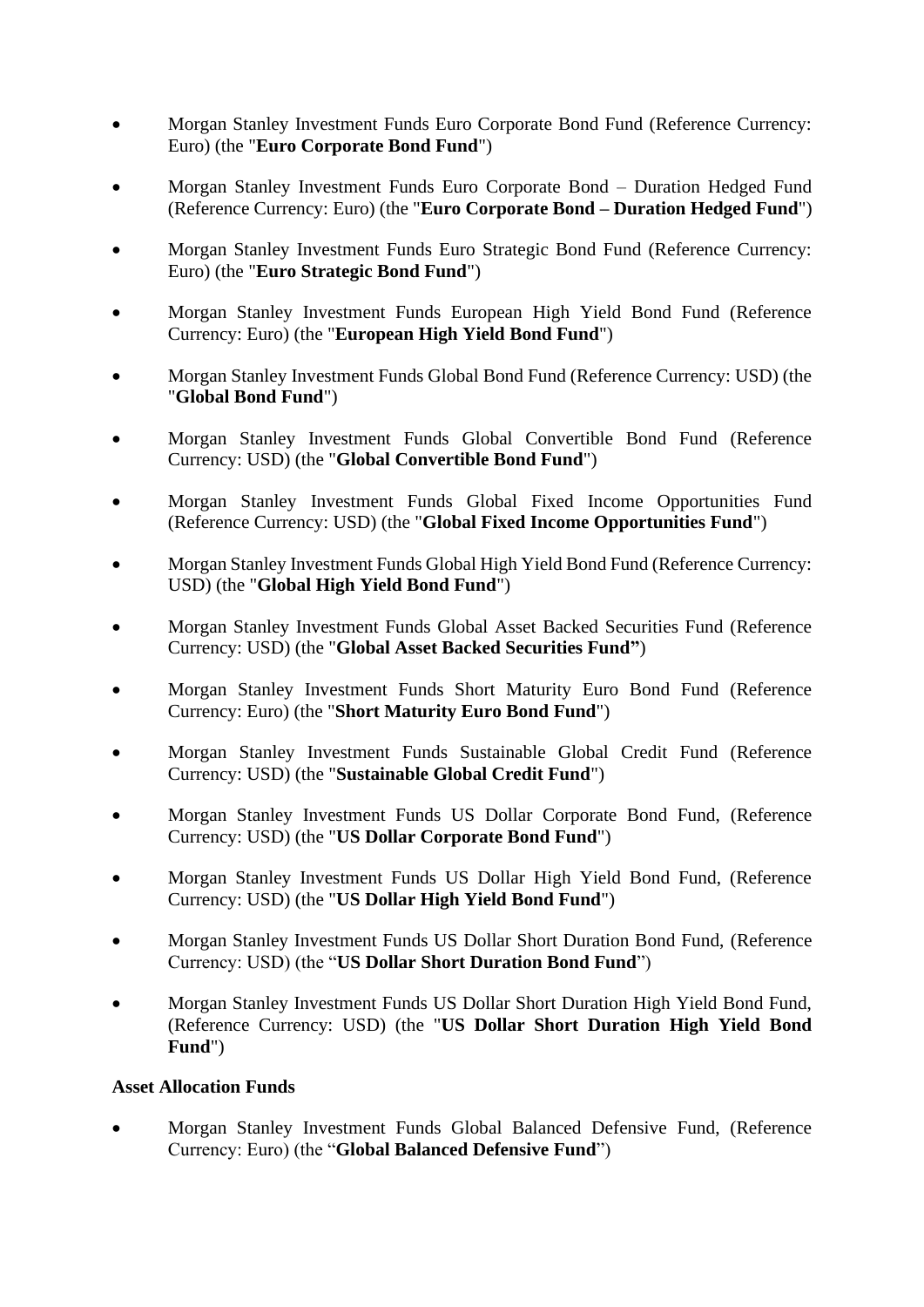- Morgan Stanley Investment Funds Euro Corporate Bond Fund (Reference Currency: Euro) (the "**Euro Corporate Bond Fund**")

- Morgan Stanley Investment Funds Euro Corporate Bond – Duration Hedged Fund (Reference Currency: Euro) (the "**Euro Corporate Bond – Duration Hedged Fund**")

- Morgan Stanley Investment Funds Euro Strategic Bond Fund (Reference Currency: Euro) (the "**Euro Strategic Bond Fund**")

- Morgan Stanley Investment Funds European High Yield Bond Fund (Reference Currency: Euro) (the "**European High Yield Bond Fund**")

- Morgan Stanley Investment Funds Global Bond Fund (Reference Currency: USD) (the "**Global Bond Fund**")

- Morgan Stanley Investment Funds Global Convertible Bond Fund (Reference Currency: USD) (the "**Global Convertible Bond Fund**")

- Morgan Stanley Investment Funds Global Fixed Income Opportunities Fund (Reference Currency: USD) (the "**Global Fixed Income Opportunities Fund**")

- Morgan Stanley Investment Funds Global High Yield Bond Fund (Reference Currency: USD) (the "**Global High Yield Bond Fund**")

- Morgan Stanley Investment Funds Global Asset Backed Securities Fund (Reference Currency: USD) (the "**Global Asset Backed Securities Fund"**)

- Morgan Stanley Investment Funds Short Maturity Euro Bond Fund (Reference Currency: Euro) (the "**Short Maturity Euro Bond Fund**")

- Morgan Stanley Investment Funds Sustainable Global Credit Fund (Reference Currency: USD) (the "**Sustainable Global Credit Fund**")

- Morgan Stanley Investment Funds US Dollar Corporate Bond Fund, (Reference Currency: USD) (the "**US Dollar Corporate Bond Fund**")

- Morgan Stanley Investment Funds US Dollar High Yield Bond Fund, (Reference Currency: USD) (the "**US Dollar High Yield Bond Fund**")

- Morgan Stanley Investment Funds US Dollar Short Duration Bond Fund, (Reference Currency: USD) (the "**US Dollar Short Duration Bond Fund**")

- Morgan Stanley Investment Funds US Dollar Short Duration High Yield Bond Fund, (Reference Currency: USD) (the "**US Dollar Short Duration High Yield Bond Fund**")

**Asset Allocation Funds**

- Morgan Stanley Investment Funds Global Balanced Defensive Fund, (Reference Currency: Euro) (the "**Global Balanced Defensive Fund**")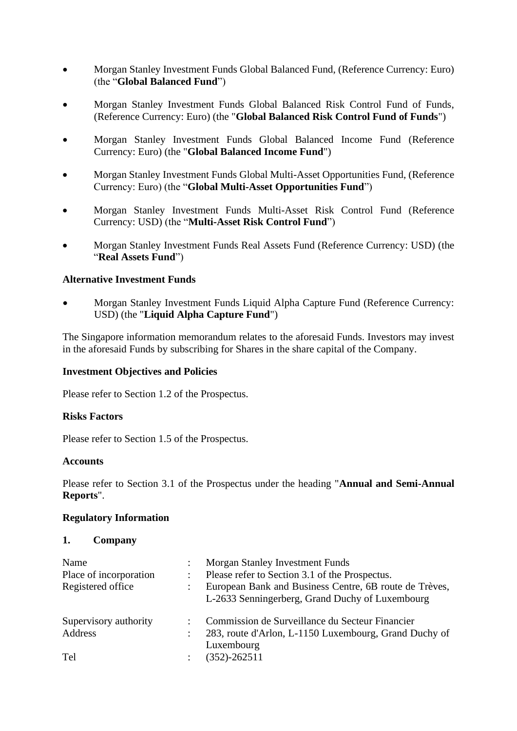- Morgan Stanley Investment Funds Global Balanced Fund, (Reference Currency: Euro) (the "**Global Balanced Fund**")

- Morgan Stanley Investment Funds Global Balanced Risk Control Fund of Funds, (Reference Currency: Euro) (the "**Global Balanced Risk Control Fund of Funds**")

- Morgan Stanley Investment Funds Global Balanced Income Fund (Reference Currency: Euro) (the "**Global Balanced Income Fund**")

- Morgan Stanley Investment Funds Global Multi-Asset Opportunities Fund, (Reference Currency: Euro) (the "**Global Multi-Asset Opportunities Fund**")

- Morgan Stanley Investment Funds Multi-Asset Risk Control Fund (Reference Currency: USD) (the "**Multi-Asset Risk Control Fund**")

- Morgan Stanley Investment Funds Real Assets Fund (Reference Currency: USD) (the "**Real Assets Fund**")

**Alternative Investment Funds**

- Morgan Stanley Investment Funds Liquid Alpha Capture Fund (Reference Currency: USD) (the "**Liquid Alpha Capture Fund**")

The Singapore information memorandum relates to the aforesaid Funds. Investors may invest in the aforesaid Funds by subscribing for Shares in the share capital of the Company.

**Investment Objectives and Policies**

Please refer to Section 1.2 of the Prospectus.

**Risks Factors**

Please refer to Section 1.5 of the Prospectus.

**Accounts**

Please refer to Section 3.1 of the Prospectus under the heading "**Annual and Semi-Annual Reports**".

**Regulatory Information**

**1. Company**

| | | |
|---|---|---|
| Name | : | Morgan Stanley Investment Funds |
| Place of incorporation | : | Please refer to Section 3.1 of the Prospectus. |
| Registered office | : | European Bank and Business Centre, 6B route de Trèves, L-2633 Senningerberg, Grand Duchy of Luxembourg |
| Supervisory authority | : | Commission de Surveillance du Secteur Financier |
| Address | : | 283, route d'Arlon, L-1150 Luxembourg, Grand Duchy of Luxembourg |
| Tel | : | (352)-262511 |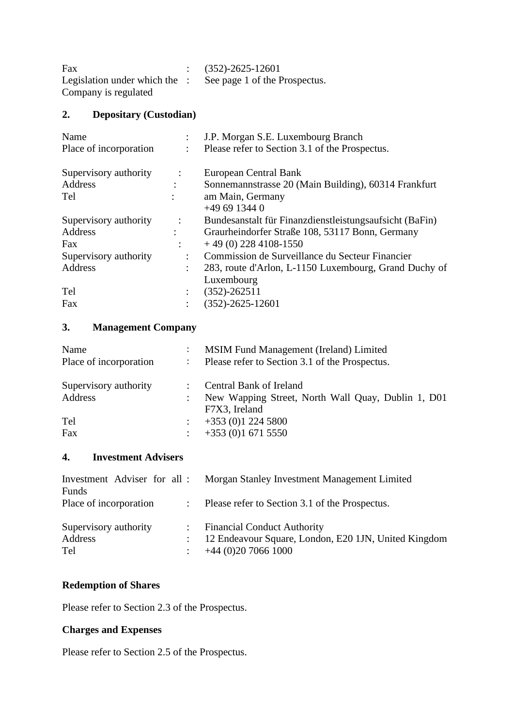| | | |
|---|---|---|
| Fax | : | (352)-2625-12601 |
| Legislation under which the Company is regulated | : | See page 1 of the Prospectus. |

## 2. Depositary (Custodian)

| | | |
|---|---|---|
| Name | : | J.P. Morgan S.E. Luxembourg Branch |
| Place of incorporation | : | Please refer to Section 3.1 of the Prospectus. |
| Supervisory authority | : | European Central Bank |
| Address | : | Sonnemannstrasse 20 (Main Building), 60314 Frankfurt am Main, Germany |
| Tel | : | +49 69 1344 0 |
| Supervisory authority | : | Bundesanstalt für Finanzdienstleistungsaufsicht (BaFin) |
| Address | : | Graurheindorfer Straße 108, 53117 Bonn, Germany |
| Fax | : | + 49 (0) 228 4108-1550 |
| Supervisory authority | : | Commission de Surveillance du Secteur Financier |
| Address | : | 283, route d'Arlon, L-1150 Luxembourg, Grand Duchy of Luxembourg |
| Tel | : | (352)-262511 |
| Fax | : | (352)-2625-12601 |

## 3. Management Company

| | | |
|---|---|---|
| Name | : | MSIM Fund Management (Ireland) Limited |
| Place of incorporation | : | Please refer to Section 3.1 of the Prospectus. |
| Supervisory authority | : | Central Bank of Ireland |
| Address | : | New Wapping Street, North Wall Quay, Dublin 1, D01 F7X3, Ireland |
| Tel | : | +353 (0)1 224 5800 |
| Fax | : | +353 (0)1 671 5550 |

## 4. Investment Advisers

| | | |
|---|---|---|
| Investment Adviser for all Funds | : | Morgan Stanley Investment Management Limited |
| Place of incorporation | : | Please refer to Section 3.1 of the Prospectus. |
| Supervisory authority | : | Financial Conduct Authority |
| Address | : | 12 Endeavour Square, London, E20 1JN, United Kingdom |
| Tel | : | +44 (0)20 7066 1000 |

**Redemption of Shares**

Please refer to Section 2.3 of the Prospectus.

**Charges and Expenses**

Please refer to Section 2.5 of the Prospectus.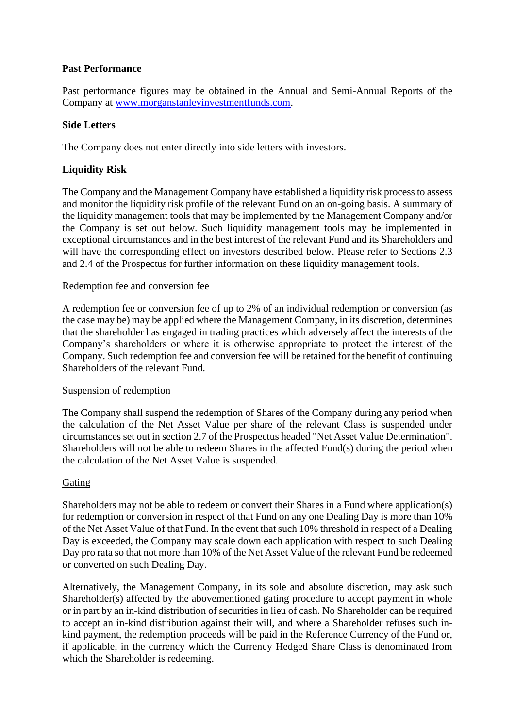**Past Performance**

Past performance figures may be obtained in the Annual and Semi-Annual Reports of the Company at [www.morganstanleyinvestmentfunds.com](www.morganstanleyinvestmentfunds.com).

**Side Letters**

The Company does not enter directly into side letters with investors.

**Liquidity Risk**

The Company and the Management Company have established a liquidity risk process to assess and monitor the liquidity risk profile of the relevant Fund on an on-going basis. A summary of the liquidity management tools that may be implemented by the Management Company and/or the Company is set out below. Such liquidity management tools may be implemented in exceptional circumstances and in the best interest of the relevant Fund and its Shareholders and will have the corresponding effect on investors described below. Please refer to Sections 2.3 and 2.4 of the Prospectus for further information on these liquidity management tools.

Redemption fee and conversion fee

A redemption fee or conversion fee of up to 2% of an individual redemption or conversion (as the case may be) may be applied where the Management Company, in its discretion, determines that the shareholder has engaged in trading practices which adversely affect the interests of the Company's shareholders or where it is otherwise appropriate to protect the interest of the Company. Such redemption fee and conversion fee will be retained for the benefit of continuing Shareholders of the relevant Fund.

Suspension of redemption

The Company shall suspend the redemption of Shares of the Company during any period when the calculation of the Net Asset Value per share of the relevant Class is suspended under circumstances set out in section 2.7 of the Prospectus headed "Net Asset Value Determination". Shareholders will not be able to redeem Shares in the affected Fund(s) during the period when the calculation of the Net Asset Value is suspended.

Gating

Shareholders may not be able to redeem or convert their Shares in a Fund where application(s) for redemption or conversion in respect of that Fund on any one Dealing Day is more than 10% of the Net Asset Value of that Fund. In the event that such 10% threshold in respect of a Dealing Day is exceeded, the Company may scale down each application with respect to such Dealing Day pro rata so that not more than 10% of the Net Asset Value of the relevant Fund be redeemed or converted on such Dealing Day.

Alternatively, the Management Company, in its sole and absolute discretion, may ask such Shareholder(s) affected by the abovementioned gating procedure to accept payment in whole or in part by an in-kind distribution of securities in lieu of cash. No Shareholder can be required to accept an in-kind distribution against their will, and where a Shareholder refuses such in-kind payment, the redemption proceeds will be paid in the Reference Currency of the Fund or, if applicable, in the currency which the Currency Hedged Share Class is denominated from which the Shareholder is redeeming.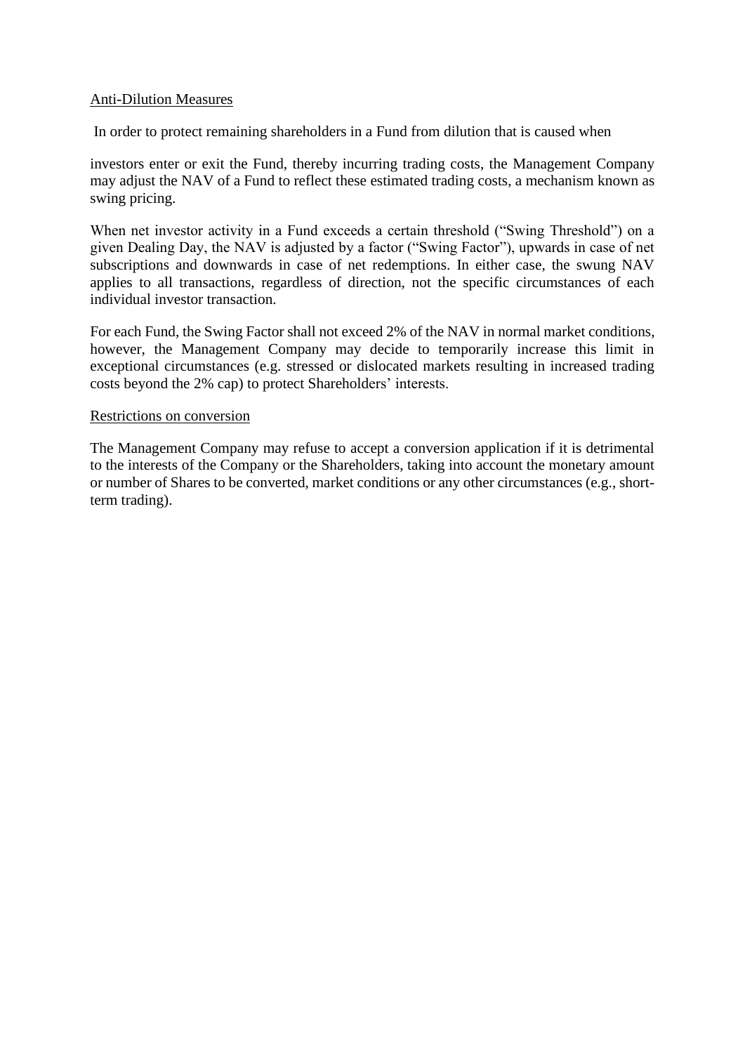<u>Anti-Dilution Measures</u>

In order to protect remaining shareholders in a Fund from dilution that is caused when

investors enter or exit the Fund, thereby incurring trading costs, the Management Company may adjust the NAV of a Fund to reflect these estimated trading costs, a mechanism known as swing pricing.

When net investor activity in a Fund exceeds a certain threshold ("Swing Threshold") on a given Dealing Day, the NAV is adjusted by a factor ("Swing Factor"), upwards in case of net subscriptions and downwards in case of net redemptions. In either case, the swung NAV applies to all transactions, regardless of direction, not the specific circumstances of each individual investor transaction.

For each Fund, the Swing Factor shall not exceed 2% of the NAV in normal market conditions, however, the Management Company may decide to temporarily increase this limit in exceptional circumstances (e.g. stressed or dislocated markets resulting in increased trading costs beyond the 2% cap) to protect Shareholders' interests.

<u>Restrictions on conversion</u>

The Management Company may refuse to accept a conversion application if it is detrimental to the interests of the Company or the Shareholders, taking into account the monetary amount or number of Shares to be converted, market conditions or any other circumstances (e.g., short-term trading).